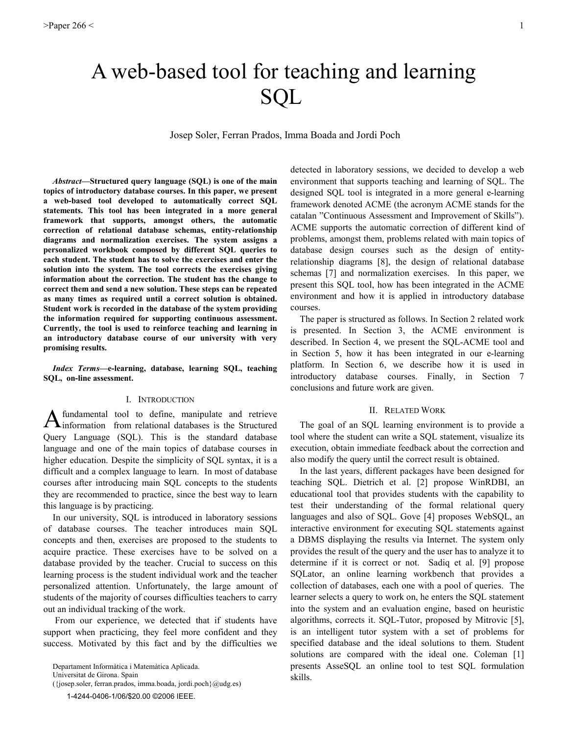# A web-based tool for teaching and learning SQL

Josep Soler, Ferran Prados, Imma Boada and Jordi Poch

***Abstract*—Structured query language (SQL) is one of the main topics of introductory database courses. In this paper, we present a web-based tool developed to automatically correct SQL statements. This tool has been integrated in a more general framework that supports, amongst others, the automatic correction of relational database schemas, entity-relationship diagrams and normalization exercises. The system assigns a personalized workbook composed by different SQL queries to each student. The student has to solve the exercises and enter the solution into the system. The tool corrects the exercises giving information about the correction. The student has the change to correct them and send a new solution. These steps can be repeated as many times as required until a correct solution is obtained. Student work is recorded in the database of the system providing the information required for supporting continuous assessment. Currently, the tool is used to reinforce teaching and learning in an introductory database course of our university with very promising results.**

***Index Terms*—e-learning, database, learning SQL, teaching SQL, on-line assessment.**

## I. Introduction

A fundamental tool to define, manipulate and retrieve information from relational databases is the Structured Query Language (SQL). This is the standard database language and one of the main topics of database courses in higher education. Despite the simplicity of SQL syntax, it is a difficult and a complex language to learn. In most of database courses after introducing main SQL concepts to the students they are recommended to practice, since the best way to learn this language is by practicing.

In our university, SQL is introduced in laboratory sessions of database courses. The teacher introduces main SQL concepts and then, exercises are proposed to the students to acquire practice. These exercises have to be solved on a database provided by the teacher. Crucial to success on this learning process is the student individual work and the teacher personalized attention. Unfortunately, the large amount of students of the majority of courses difficulties teachers to carry out an individual tracking of the work.

From our experience, we detected that if students have support when practicing, they feel more confident and they success. Motivated by this fact and by the difficulties we detected in laboratory sessions, we decided to develop a web environment that supports teaching and learning of SQL. The designed SQL tool is integrated in a more general e-learning framework denoted ACME (the acronym ACME stands for the catalan "Continuous Assessment and Improvement of Skills"). ACME supports the automatic correction of different kind of problems, amongst them, problems related with main topics of database design courses such as the design of entity-relationship diagrams [8], the design of relational database schemas [7] and normalization exercises. In this paper, we present this SQL tool, how has been integrated in the ACME environment and how it is applied in introductory database courses.

The paper is structured as follows. In Section 2 related work is presented. In Section 3, the ACME environment is described. In Section 4, we present the SQL-ACME tool and in Section 5, how it has been integrated in our e-learning platform. In Section 6, we describe how it is used in introductory database courses. Finally, in Section 7 conclusions and future work are given.

## II. Related Work

The goal of an SQL learning environment is to provide a tool where the student can write a SQL statement, visualize its execution, obtain immediate feedback about the correction and also modify the query until the correct result is obtained.

In the last years, different packages have been designed for teaching SQL. Dietrich et al. [2] propose WinRDBI, an educational tool that provides students with the capability to test their understanding of the formal relational query languages and also of SQL. Gove [4] proposes WebSQL, an interactive environment for executing SQL statements against a DBMS displaying the results via Internet. The system only provides the result of the query and the user has to analyze it to determine if it is correct or not. Sadiq et al. [9] propose SQLator, an online learning workbench that provides a collection of databases, each one with a pool of queries. The learner selects a query to work on, he enters the SQL statement into the system and an evaluation engine, based on heuristic algorithms, corrects it. SQL-Tutor, proposed by Mitrovic [5], is an intelligent tutor system with a set of problems for specified database and the ideal solutions to them. Student solutions are compared with the ideal one. Coleman [1] presents AsseSQL an online tool to test SQL formulation skills.

Departament Informàtica i Matemàtica Aplicada.
Universitat de Girona. Spain
({josep.soler, ferran.prados, imma.boada, jordi.poch}@udg.es)

1-4244-0406-1/06/$20.00 ©2006 IEEE.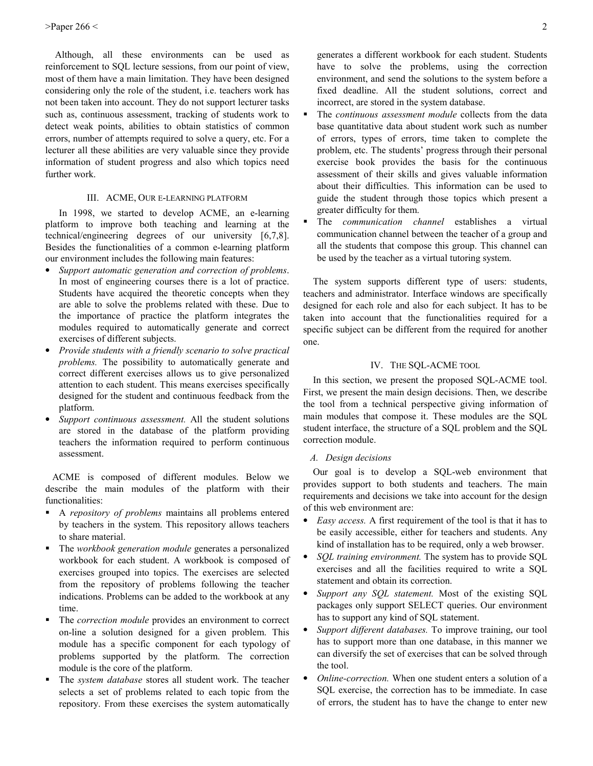Although, all these environments can be used as reinforcement to SQL lecture sessions, from our point of view, most of them have a main limitation. They have been designed considering only the role of the student, i.e. teachers work has not been taken into account. They do not support lecturer tasks such as, continuous assessment, tracking of students work to detect weak points, abilities to obtain statistics of common errors, number of attempts required to solve a query, etc. For a lecturer all these abilities are very valuable since they provide information of student progress and also which topics need further work.

## III. ACME, Our e-learning platform

In 1998, we started to develop ACME, an e-learning platform to improve both teaching and learning at the technical/engineering degrees of our university [6,7,8]. Besides the functionalities of a common e-learning platform our environment includes the following main features:

- *Support automatic generation and correction of problems*. In most of engineering courses there is a lot of practice. Students have acquired the theoretic concepts when they are able to solve the problems related with these. Due to the importance of practice the platform integrates the modules required to automatically generate and correct exercises of different subjects.
- *Provide students with a friendly scenario to solve practical problems.* The possibility to automatically generate and correct different exercises allows us to give personalized attention to each student. This means exercises specifically designed for the student and continuous feedback from the platform.
- *Support continuous assessment.* All the student solutions are stored in the database of the platform providing teachers the information required to perform continuous assessment.

ACME is composed of different modules. Below we describe the main modules of the platform with their functionalities:

- A *repository of problems* maintains all problems entered by teachers in the system. This repository allows teachers to share material.
- The *workbook generation module* generates a personalized workbook for each student. A workbook is composed of exercises grouped into topics. The exercises are selected from the repository of problems following the teacher indications. Problems can be added to the workbook at any time.
- The *correction module* provides an environment to correct on-line a solution designed for a given problem. This module has a specific component for each typology of problems supported by the platform. The correction module is the core of the platform.
- The *system database* stores all student work. The teacher selects a set of problems related to each topic from the repository. From these exercises the system automatically generates a different workbook for each student. Students have to solve the problems, using the correction environment, and send the solutions to the system before a fixed deadline. All the student solutions, correct and incorrect, are stored in the system database.
- The *continuous assessment module* collects from the data base quantitative data about student work such as number of errors, types of errors, time taken to complete the problem, etc. The students' progress through their personal exercise book provides the basis for the continuous assessment of their skills and gives valuable information about their difficulties. This information can be used to guide the student through those topics which present a greater difficulty for them.
- The *communication channel* establishes a virtual communication channel between the teacher of a group and all the students that compose this group. This channel can be used by the teacher as a virtual tutoring system.

The system supports different type of users: students, teachers and administrator. Interface windows are specifically designed for each role and also for each subject. It has to be taken into account that the functionalities required for a specific subject can be different from the required for another one.

## IV. The SQL-ACME tool

In this section, we present the proposed SQL-ACME tool. First, we present the main design decisions. Then, we describe the tool from a technical perspective giving information of main modules that compose it. These modules are the SQL student interface, the structure of a SQL problem and the SQL correction module.

### A. Design decisions

Our goal is to develop a SQL-web environment that provides support to both students and teachers. The main requirements and decisions we take into account for the design of this web environment are:

- *Easy access.* A first requirement of the tool is that it has to be easily accessible, either for teachers and students. Any kind of installation has to be required, only a web browser.
- *SQL training environment.* The system has to provide SQL exercises and all the facilities required to write a SQL statement and obtain its correction.
- *Support any SQL statement.* Most of the existing SQL packages only support SELECT queries. Our environment has to support any kind of SQL statement.
- *Support different databases.* To improve training, our tool has to support more than one database, in this manner we can diversify the set of exercises that can be solved through the tool.
- *Online-correction.* When one student enters a solution of a SQL exercise, the correction has to be immediate. In case of errors, the student has to have the change to enter new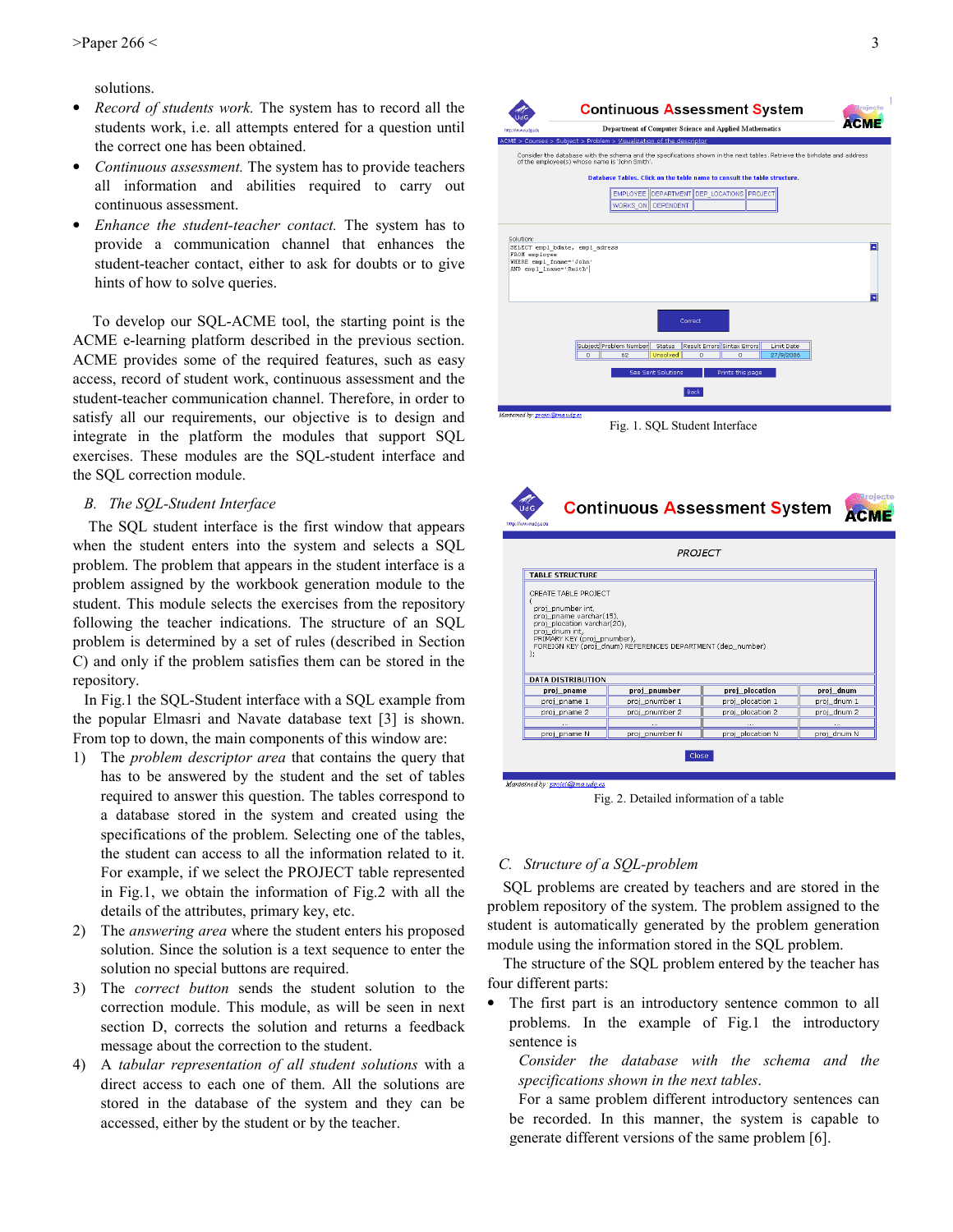solutions.

- *Record of students work.* The system has to record all the students work, i.e. all attempts entered for a question until the correct one has been obtained.
- *Continuous assessment.* The system has to provide teachers all information and abilities required to carry out continuous assessment.
- *Enhance the student-teacher contact.* The system has to provide a communication channel that enhances the student-teacher contact, either to ask for doubts or to give hints of how to solve queries.

To develop our SQL-ACME tool, the starting point is the ACME e-learning platform described in the previous section. ACME provides some of the required features, such as easy access, record of student work, continuous assessment and the student-teacher communication channel. Therefore, in order to satisfy all our requirements, our objective is to design and integrate in the platform the modules that support SQL exercises. These modules are the SQL-student interface and the SQL correction module.

### *B. The SQL-Student Interface*

The SQL student interface is the first window that appears when the student enters into the system and selects a SQL problem. The problem that appears in the student interface is a problem assigned by the workbook generation module to the student. This module selects the exercises from the repository following the teacher indications. The structure of an SQL problem is determined by a set of rules (described in Section C) and only if the problem satisfies them can be stored in the repository.

In Fig.1 the SQL-Student interface with a SQL example from the popular Elmasri and Navate database text [3] is shown. From top to down, the main components of this window are:

1) The *problem descriptor area* that contains the query that has to be answered by the student and the set of tables required to answer this question. The tables correspond to a database stored in the system and created using the specifications of the problem. Selecting one of the tables, the student can access to all the information related to it. For example, if we select the PROJECT table represented in Fig.1, we obtain the information of Fig.2 with all the details of the attributes, primary key, etc.
2) The *answering area* where the student enters his proposed solution. Since the solution is a text sequence to enter the solution no special buttons are required.
3) The *correct button* sends the student solution to the correction module. This module, as will be seen in next section D, corrects the solution and returns a feedback message about the correction to the student.
4) A *tabular representation of all student solutions* with a direct access to each one of them. All the solutions are stored in the database of the system and they can be accessed, either by the student or by the teacher.

Fig. 1. SQL Student Interface

Fig. 2. Detailed information of a table

### *C. Structure of a SQL-problem*

SQL problems are created by teachers and are stored in the problem repository of the system. The problem assigned to the student is automatically generated by the problem generation module using the information stored in the SQL problem.

The structure of the SQL problem entered by the teacher has four different parts:

- The first part is an introductory sentence common to all problems. In the example of Fig.1 the introductory sentence is

  *Consider the database with the schema and the specifications shown in the next tables.*

  For a same problem different introductory sentences can be recorded. In this manner, the system is capable to generate different versions of the same problem [6].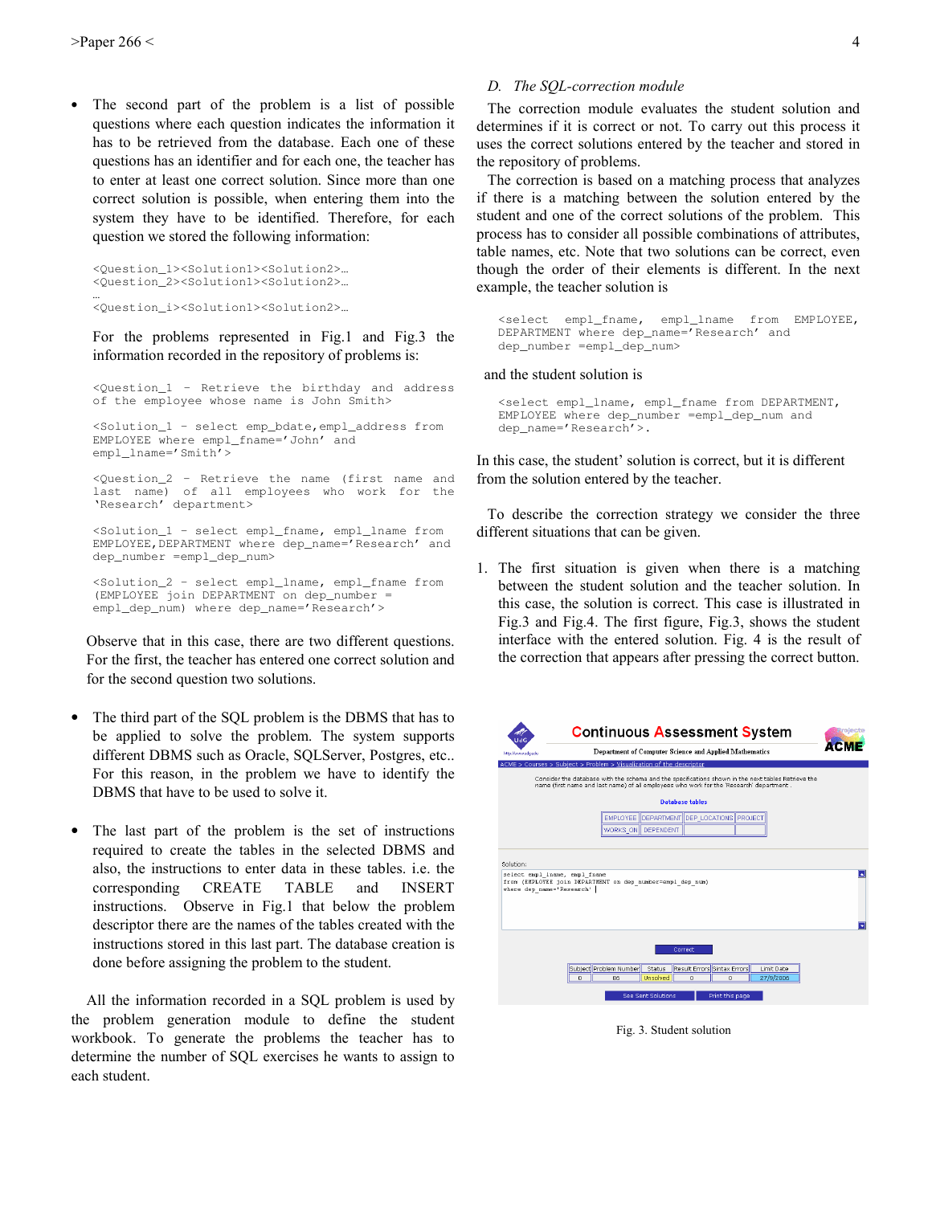- The second part of the problem is a list of possible questions where each question indicates the information it has to be retrieved from the database. Each one of these questions has an identifier and for each one, the teacher has to enter at least one correct solution. Since more than one correct solution is possible, when entering them into the system they have to be identified. Therefore, for each question we stored the following information:

```
<Question_1><Solution1><Solution2>…
<Question_2><Solution1><Solution2>…
…
<Question_i><Solution1><Solution2>…
```

  For the problems represented in Fig.1 and Fig.3 the information recorded in the repository of problems is:

```
<Question_1 – Retrieve the birthday and address of the employee whose name is John Smith>

<Solution_1 – select emp_bdate,empl_address from EMPLOYEE where empl_fname='John' and empl_lname='Smith'>

<Question_2 – Retrieve the name (first name and last name) of all employees who work for the 'Research' department>

<Solution_1 – select empl_fname, empl_lname from EMPLOYEE,DEPARTMENT where dep_name='Research' and dep_number =empl_dep_num>

<Solution_2 – select empl_lname, empl_fname from (EMPLOYEE join DEPARTMENT on dep_number = empl_dep_num) where dep_name='Research'>
```

  Observe that in this case, there are two different questions. For the first, the teacher has entered one correct solution and for the second question two solutions.

- The third part of the SQL problem is the DBMS that has to be applied to solve the problem. The system supports different DBMS such as Oracle, SQLServer, Postgres, etc.. For this reason, in the problem we have to identify the DBMS that have to be used to solve it.

- The last part of the problem is the set of instructions required to create the tables in the selected DBMS and also, the instructions to enter data in these tables. i.e. the corresponding CREATE TABLE and INSERT instructions. Observe in Fig.1 that below the problem descriptor there are the names of the tables created with the instructions stored in this last part. The database creation is done before assigning the problem to the student.

All the information recorded in a SQL problem is used by the problem generation module to define the student workbook. To generate the problems the teacher has to determine the number of SQL exercises he wants to assign to each student.

### D. The SQL-correction module

The correction module evaluates the student solution and determines if it is correct or not. To carry out this process it uses the correct solutions entered by the teacher and stored in the repository of problems.

The correction is based on a matching process that analyzes if there is a matching between the solution entered by the student and one of the correct solutions of the problem. This process has to consider all possible combinations of attributes, table names, etc. Note that two solutions can be correct, even though the order of their elements is different. In the next example, the teacher solution is

```
<select empl_fname, empl_lname from EMPLOYEE, DEPARTMENT where dep_name='Research' and dep_number =empl_dep_num>
```

and the student solution is

```
<select empl_lname, empl_fname from DEPARTMENT, EMPLOYEE where dep_number =empl_dep_num and dep_name='Research'>.
```

In this case, the student' solution is correct, but it is different from the solution entered by the teacher.

To describe the correction strategy we consider the three different situations that can be given.

1. The first situation is given when there is a matching between the student solution and the teacher solution. In this case, the solution is correct. This case is illustrated in Fig.3 and Fig.4. The first figure, Fig.3, shows the student interface with the entered solution. Fig. 4 is the result of the correction that appears after pressing the correct button.

Fig. 3. Student solution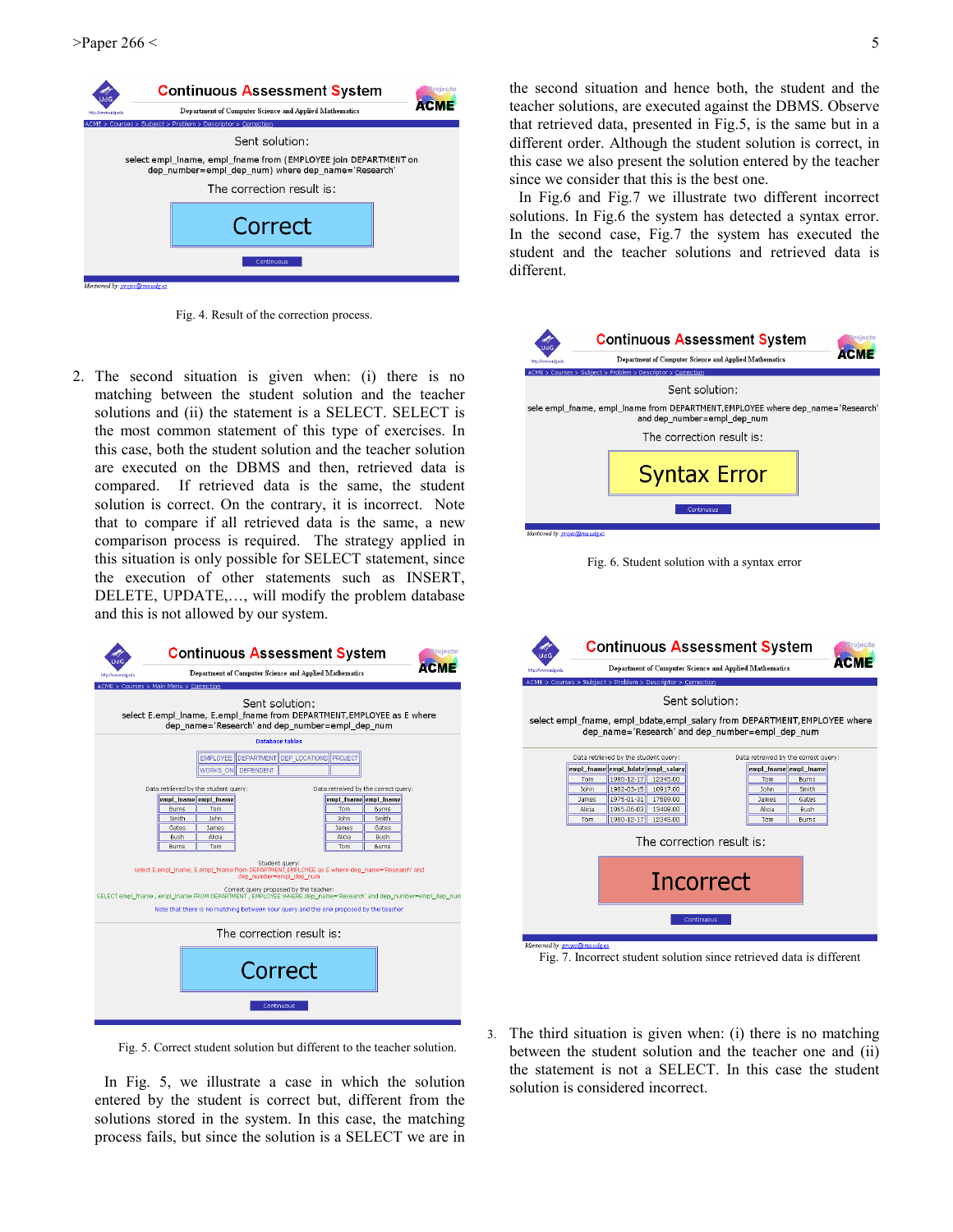Fig. 4. Result of the correction process.

2. The second situation is given when: (i) there is no matching between the student solution and the teacher solutions and (ii) the statement is a SELECT. SELECT is the most common statement of this type of exercises. In this case, both the student solution and the teacher solution are executed on the DBMS and then, retrieved data is compared. If retrieved data is the same, the student solution is correct. On the contrary, it is incorrect. Note that to compare if all retrieved data is the same, a new comparison process is required. The strategy applied in this situation is only possible for SELECT statement, since the execution of other statements such as INSERT, DELETE, UPDATE,…, will modify the problem database and this is not allowed by our system.

Fig. 5. Correct student solution but different to the teacher solution.

In Fig. 5, we illustrate a case in which the solution entered by the student is correct but, different from the solutions stored in the system. In this case, the matching process fails, but since the solution is a SELECT we are in the second situation and hence both, the student and the teacher solutions, are executed against the DBMS. Observe that retrieved data, presented in Fig.5, is the same but in a different order. Although the student solution is correct, in this case we also present the solution entered by the teacher since we consider that this is the best one.

In Fig.6 and Fig.7 we illustrate two different incorrect solutions. In Fig.6 the system has detected a syntax error. In the second case, Fig.7 the system has executed the student and the teacher solutions and retrieved data is different.

Fig. 6. Student solution with a syntax error

Fig. 7. Incorrect student solution since retrieved data is different

3. The third situation is given when: (i) there is no matching between the student solution and the teacher one and (ii) the statement is not a SELECT. In this case the student solution is considered incorrect.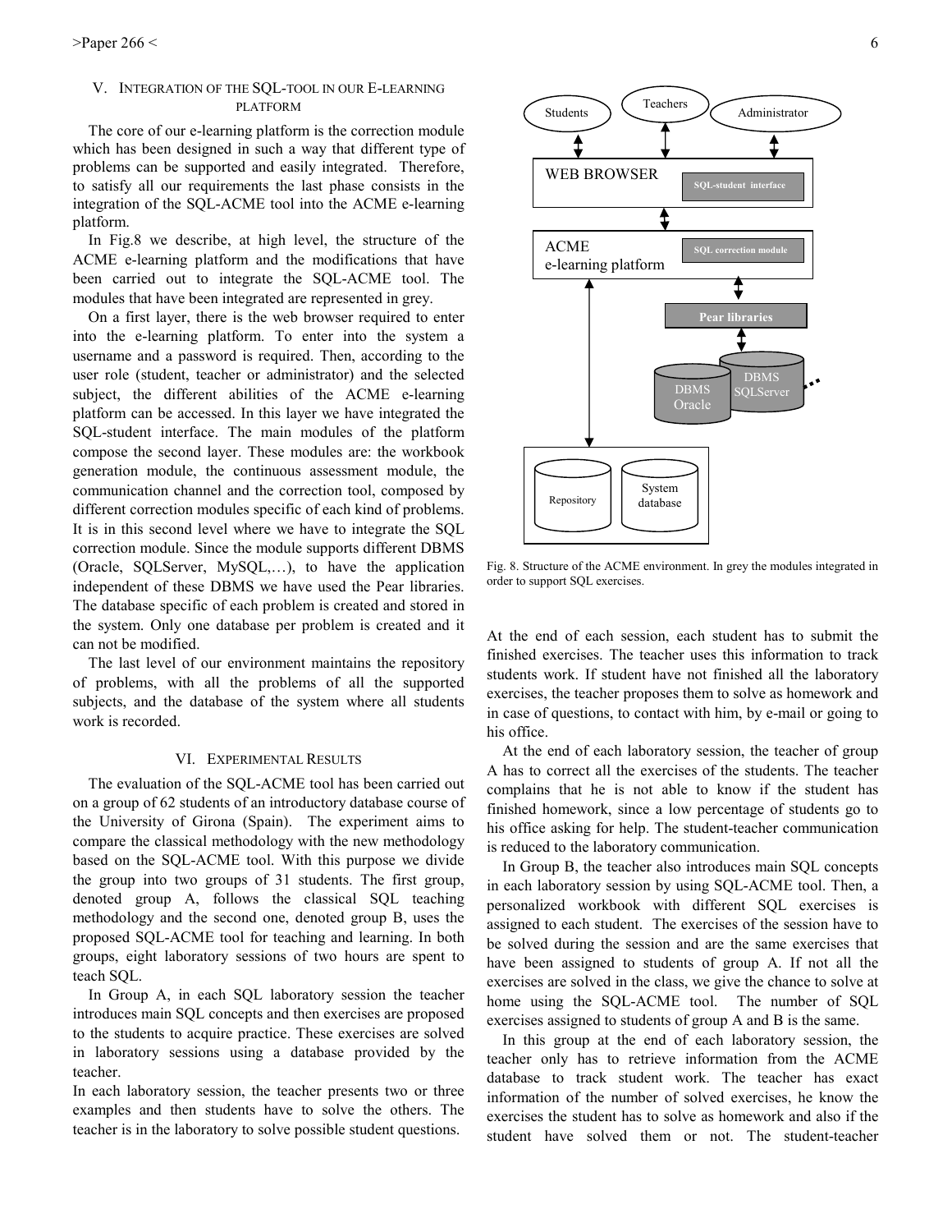## V. Integration of the SQL-tool in our E-learning platform

The core of our e-learning platform is the correction module which has been designed in such a way that different type of problems can be supported and easily integrated. Therefore, to satisfy all our requirements the last phase consists in the integration of the SQL-ACME tool into the ACME e-learning platform.

In Fig.8 we describe, at high level, the structure of the ACME e-learning platform and the modifications that have been carried out to integrate the SQL-ACME tool. The modules that have been integrated are represented in grey.

On a first layer, there is the web browser required to enter into the e-learning platform. To enter into the system a username and a password is required. Then, according to the user role (student, teacher or administrator) and the selected subject, the different abilities of the ACME e-learning platform can be accessed. In this layer we have integrated the SQL-student interface. The main modules of the platform compose the second layer. These modules are: the workbook generation module, the continuous assessment module, the communication channel and the correction tool, composed by different correction modules specific of each kind of problems. It is in this second level where we have to integrate the SQL correction module. Since the module supports different DBMS (Oracle, SQLServer, MySQL,…), to have the application independent of these DBMS we have used the Pear libraries. The database specific of each problem is created and stored in the system. Only one database per problem is created and it can not be modified.

The last level of our environment maintains the repository of problems, with all the problems of all the supported subjects, and the database of the system where all students work is recorded.

Fig. 8. Structure of the ACME environment. In grey the modules integrated in order to support SQL exercises.

## VI. Experimental Results

The evaluation of the SQL-ACME tool has been carried out on a group of 62 students of an introductory database course of the University of Girona (Spain). The experiment aims to compare the classical methodology with the new methodology based on the SQL-ACME tool. With this purpose we divide the group into two groups of 31 students. The first group, denoted group A, follows the classical SQL teaching methodology and the second one, denoted group B, uses the proposed SQL-ACME tool for teaching and learning. In both groups, eight laboratory sessions of two hours are spent to teach SQL.

In Group A, in each SQL laboratory session the teacher introduces main SQL concepts and then exercises are proposed to the students to acquire practice. These exercises are solved in laboratory sessions using a database provided by the teacher.

In each laboratory session, the teacher presents two or three examples and then students have to solve the others. The teacher is in the laboratory to solve possible student questions. At the end of each session, each student has to submit the finished exercises. The teacher uses this information to track students work. If student have not finished all the laboratory exercises, the teacher proposes them to solve as homework and in case of questions, to contact with him, by e-mail or going to his office.

At the end of each laboratory session, the teacher of group A has to correct all the exercises of the students. The teacher complains that he is not able to know if the student has finished homework, since a low percentage of students go to his office asking for help. The student-teacher communication is reduced to the laboratory communication.

In Group B, the teacher also introduces main SQL concepts in each laboratory session by using SQL-ACME tool. Then, a personalized workbook with different SQL exercises is assigned to each student. The exercises of the session have to be solved during the session and are the same exercises that have been assigned to students of group A. If not all the exercises are solved in the class, we give the chance to solve at home using the SQL-ACME tool. The number of SQL exercises assigned to students of group A and B is the same.

In this group at the end of each laboratory session, the teacher only has to retrieve information from the ACME database to track student work. The teacher has exact information of the number of solved exercises, he know the exercises the student has to solve as homework and also if the student have solved them or not. The student-teacher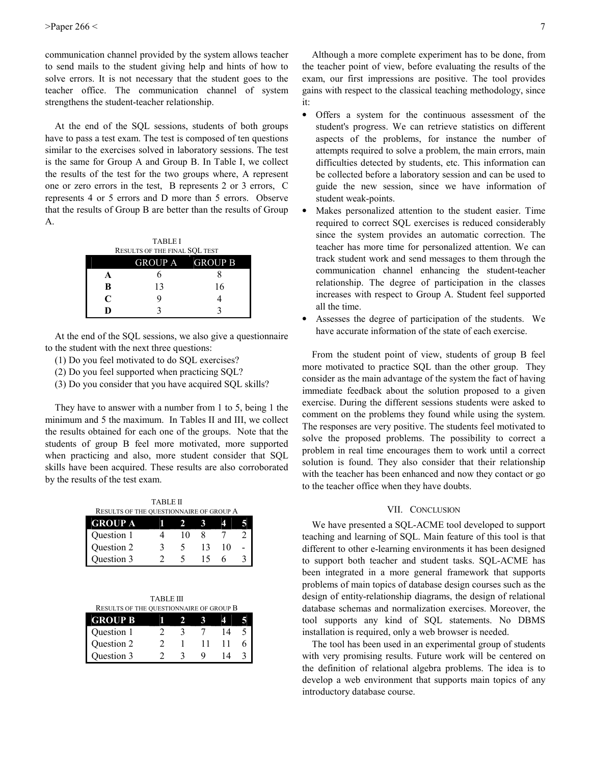communication channel provided by the system allows teacher to send mails to the student giving help and hints of how to solve errors. It is not necessary that the student goes to the teacher office. The communication channel of system strengthens the student-teacher relationship.

At the end of the SQL sessions, students of both groups have to pass a test exam. The test is composed of ten questions similar to the exercises solved in laboratory sessions. The test is the same for Group A and Group B. In Table I, we collect the results of the test for the two groups where, A represent one or zero errors in the test, B represents 2 or 3 errors, C represents 4 or 5 errors and D more than 5 errors. Observe that the results of Group B are better than the results of Group A.

TABLE I
RESULTS OF THE FINAL SQL TEST

| | GROUP A | GROUP B |
|---|---|---|
| **A** | 6 | 8 |
| **B** | 13 | 16 |
| **C** | 9 | 4 |
| **D** | 3 | 3 |

At the end of the SQL sessions, we also give a questionnaire to the student with the next three questions:

(1) Do you feel motivated to do SQL exercises?
(2) Do you feel supported when practicing SQL?
(3) Do you consider that you have acquired SQL skills?

They have to answer with a number from 1 to 5, being 1 the minimum and 5 the maximum. In Tables II and III, we collect the results obtained for each one of the groups. Note that the students of group B feel more motivated, more supported when practicing and also, more student consider that SQL skills have been acquired. These results are also corroborated by the results of the test exam.

TABLE II
RESULTS OF THE QUESTIONNAIRE OF GROUP A

| GROUP A | 1 | 2 | 3 | 4 | 5 |
|---|---|---|---|---|---|
| Question 1 | 4 | 10 | 8 | 7 | 2 |
| Question 2 | 3 | 5 | 13 | 10 | - |
| Question 3 | 2 | 5 | 15 | 6 | 3 |

TABLE III
RESULTS OF THE QUESTIONNAIRE OF GROUP B

| GROUP B | 1 | 2 | 3 | 4 | 5 |
|---|---|---|---|---|---|
| Question 1 | 2 | 3 | 7 | 14 | 5 |
| Question 2 | 2 | 1 | 11 | 11 | 6 |
| Question 3 | 2 | 3 | 9 | 14 | 3 |

Although a more complete experiment has to be done, from the teacher point of view, before evaluating the results of the exam, our first impressions are positive. The tool provides gains with respect to the classical teaching methodology, since it:

- Offers a system for the continuous assessment of the student's progress. We can retrieve statistics on different aspects of the problems, for instance the number of attempts required to solve a problem, the main errors, main difficulties detected by students, etc. This information can be collected before a laboratory session and can be used to guide the new session, since we have information of student weak-points.
- Makes personalized attention to the student easier. Time required to correct SQL exercises is reduced considerably since the system provides an automatic correction. The teacher has more time for personalized attention. We can track student work and send messages to them through the communication channel enhancing the student-teacher relationship. The degree of participation in the classes increases with respect to Group A. Student feel supported all the time.
- Assesses the degree of participation of the students. We have accurate information of the state of each exercise.

From the student point of view, students of group B feel more motivated to practice SQL than the other group. They consider as the main advantage of the system the fact of having immediate feedback about the solution proposed to a given exercise. During the different sessions students were asked to comment on the problems they found while using the system. The responses are very positive. The students feel motivated to solve the proposed problems. The possibility to correct a problem in real time encourages them to work until a correct solution is found. They also consider that their relationship with the teacher has been enhanced and now they contact or go to the teacher office when they have doubts.

## VII. CONCLUSION

We have presented a SQL-ACME tool developed to support teaching and learning of SQL. Main feature of this tool is that different to other e-learning environments it has been designed to support both teacher and student tasks. SQL-ACME has been integrated in a more general framework that supports problems of main topics of database design courses such as the design of entity-relationship diagrams, the design of relational database schemas and normalization exercises. Moreover, the tool supports any kind of SQL statements. No DBMS installation is required, only a web browser is needed.

The tool has been used in an experimental group of students with very promising results. Future work will be centered on the definition of relational algebra problems. The idea is to develop a web environment that supports main topics of any introductory database course.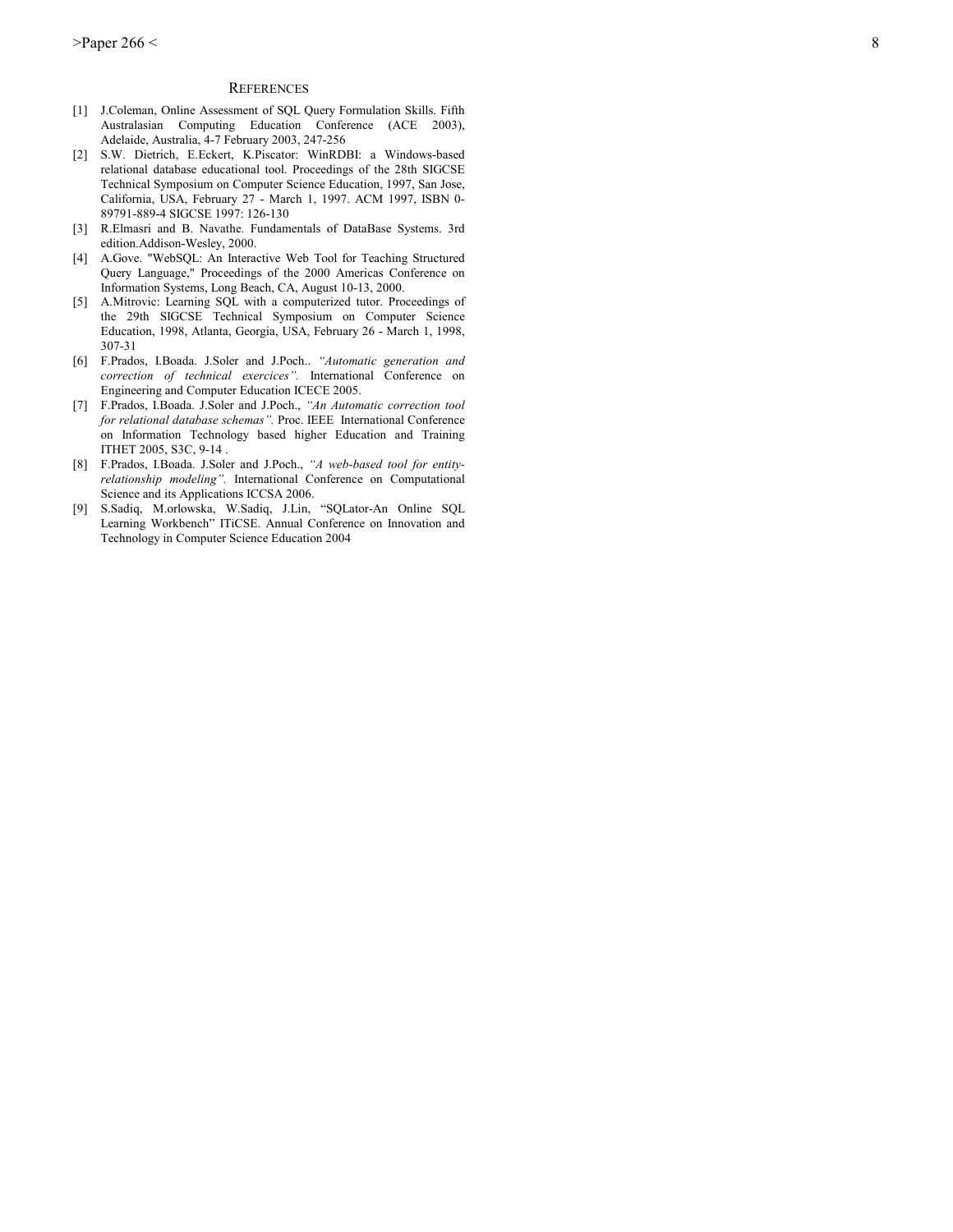## REFERENCES

[1] J.Coleman, Online Assessment of SQL Query Formulation Skills. Fifth Australasian Computing Education Conference (ACE 2003), Adelaide, Australia, 4-7 February 2003, 247-256

[2] S.W. Dietrich, E.Eckert, K.Piscator: WinRDBI: a Windows-based relational database educational tool. Proceedings of the 28th SIGCSE Technical Symposium on Computer Science Education, 1997, San Jose, California, USA, February 27 - March 1, 1997. ACM 1997, ISBN 0-89791-889-4 SIGCSE 1997: 126-130

[3] R.Elmasri and B. Navathe. Fundamentals of DataBase Systems. 3rd edition.Addison-Wesley, 2000.

[4] A.Gove. "WebSQL: An Interactive Web Tool for Teaching Structured Query Language," Proceedings of the 2000 Americas Conference on Information Systems, Long Beach, CA, August 10-13, 2000.

[5] A.Mitrovic: Learning SQL with a computerized tutor. Proceedings of the 29th SIGCSE Technical Symposium on Computer Science Education, 1998, Atlanta, Georgia, USA, February 26 - March 1, 1998, 307-31

[6] F.Prados, I.Boada. J.Soler and J.Poch.. *"Automatic generation and correction of technical exercices".* International Conference on Engineering and Computer Education ICECE 2005.

[7] F.Prados, I.Boada. J.Soler and J.Poch., *"An Automatic correction tool for relational database schemas".* Proc. IEEE International Conference on Information Technology based higher Education and Training ITHET 2005, S3C, 9-14 .

[8] F.Prados, I.Boada. J.Soler and J.Poch., *"A web-based tool for entity-relationship modeling".* International Conference on Computational Science and its Applications ICCSA 2006.

[9] S.Sadiq, M.orlowska, W.Sadiq, J.Lin, "SQLator-An Online SQL Learning Workbench" ITiCSE. Annual Conference on Innovation and Technology in Computer Science Education 2004